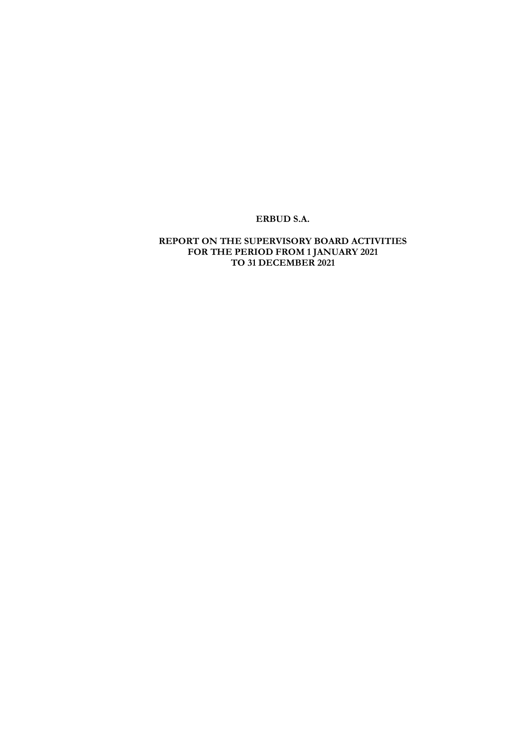**ERBUD S.A.**

**REPORT ON THE SUPERVISORY BOARD ACTIVITIES**
**FOR THE PERIOD FROM 1 JANUARY 2021**
**TO 31 DECEMBER 2021**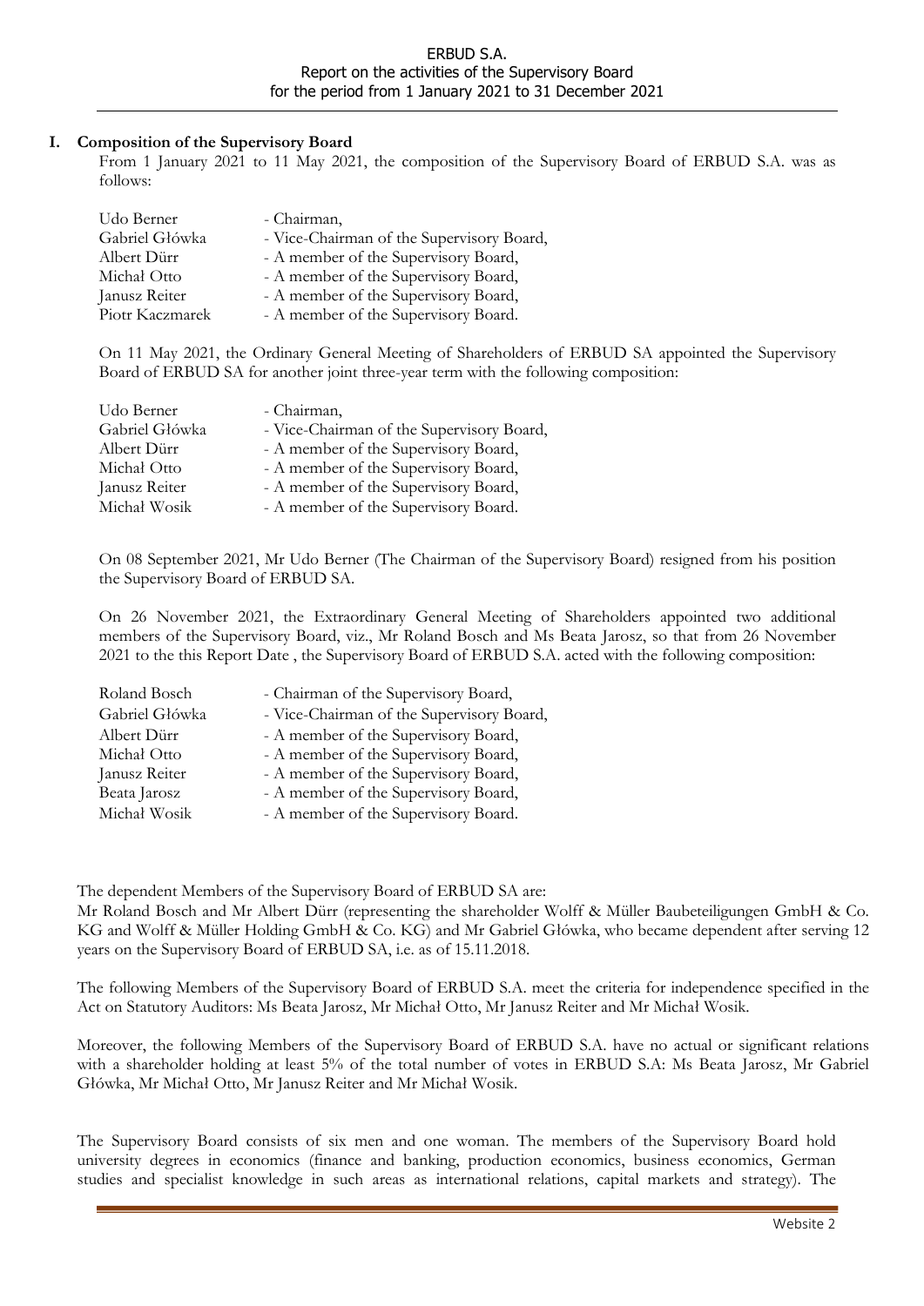## I. Composition of the Supervisory Board

From 1 January 2021 to 11 May 2021, the composition of the Supervisory Board of ERBUD S.A. was as follows:

| | |
|---|---|
| Udo Berner | - Chairman, |
| Gabriel Główka | - Vice-Chairman of the Supervisory Board, |
| Albert Dürr | - A member of the Supervisory Board, |
| Michał Otto | - A member of the Supervisory Board, |
| Janusz Reiter | - A member of the Supervisory Board, |
| Piotr Kaczmarek | - A member of the Supervisory Board. |

On 11 May 2021, the Ordinary General Meeting of Shareholders of ERBUD SA appointed the Supervisory Board of ERBUD SA for another joint three-year term with the following composition:

| | |
|---|---|
| Udo Berner | - Chairman, |
| Gabriel Główka | - Vice-Chairman of the Supervisory Board, |
| Albert Dürr | - A member of the Supervisory Board, |
| Michał Otto | - A member of the Supervisory Board, |
| Janusz Reiter | - A member of the Supervisory Board, |
| Michał Wosik | - A member of the Supervisory Board. |

On 08 September 2021, Mr Udo Berner (The Chairman of the Supervisory Board) resigned from his position the Supervisory Board of ERBUD SA.

On 26 November 2021, the Extraordinary General Meeting of Shareholders appointed two additional members of the Supervisory Board, viz., Mr Roland Bosch and Ms Beata Jarosz, so that from 26 November 2021 to the this Report Date , the Supervisory Board of ERBUD S.A. acted with the following composition:

| | |
|---|---|
| Roland Bosch | - Chairman of the Supervisory Board, |
| Gabriel Główka | - Vice-Chairman of the Supervisory Board, |
| Albert Dürr | - A member of the Supervisory Board, |
| Michał Otto | - A member of the Supervisory Board, |
| Janusz Reiter | - A member of the Supervisory Board, |
| Beata Jarosz | - A member of the Supervisory Board, |
| Michał Wosik | - A member of the Supervisory Board. |

The dependent Members of the Supervisory Board of ERBUD SA are:
Mr Roland Bosch and Mr Albert Dürr (representing the shareholder Wolff & Müller Baubeteiligungen GmbH & Co. KG and Wolff & Müller Holding GmbH & Co. KG) and Mr Gabriel Główka, who became dependent after serving 12 years on the Supervisory Board of ERBUD SA, i.e. as of 15.11.2018.

The following Members of the Supervisory Board of ERBUD S.A. meet the criteria for independence specified in the Act on Statutory Auditors: Ms Beata Jarosz, Mr Michał Otto, Mr Janusz Reiter and Mr Michał Wosik.

Moreover, the following Members of the Supervisory Board of ERBUD S.A. have no actual or significant relations with a shareholder holding at least 5% of the total number of votes in ERBUD S.A: Ms Beata Jarosz, Mr Gabriel Główka, Mr Michał Otto, Mr Janusz Reiter and Mr Michał Wosik.

The Supervisory Board consists of six men and one woman. The members of the Supervisory Board hold university degrees in economics (finance and banking, production economics, business economics, German studies and specialist knowledge in such areas as international relations, capital markets and strategy). The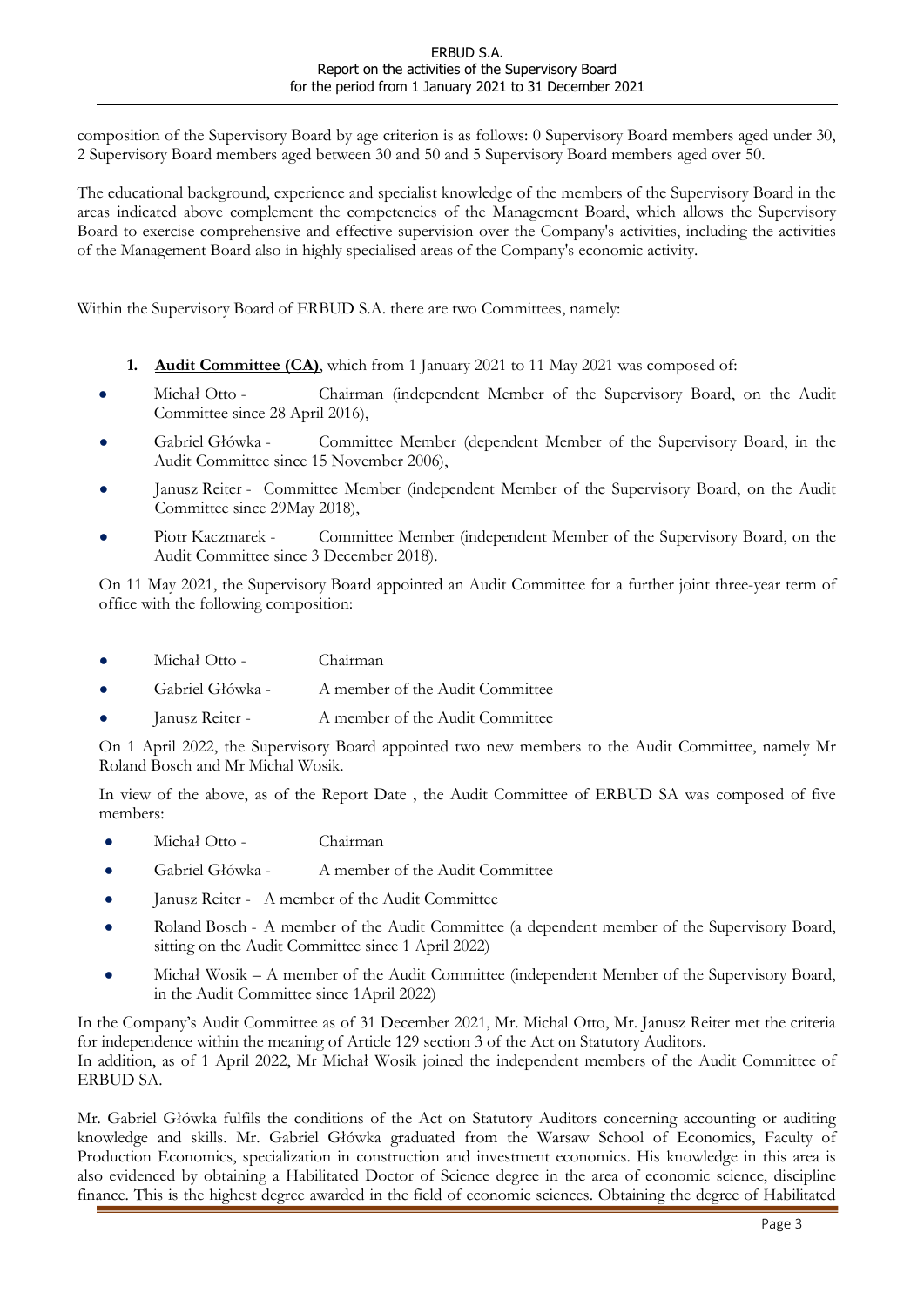composition of the Supervisory Board by age criterion is as follows: 0 Supervisory Board members aged under 30, 2 Supervisory Board members aged between 30 and 50 and 5 Supervisory Board members aged over 50.

The educational background, experience and specialist knowledge of the members of the Supervisory Board in the areas indicated above complement the competencies of the Management Board, which allows the Supervisory Board to exercise comprehensive and effective supervision over the Company's activities, including the activities of the Management Board also in highly specialised areas of the Company's economic activity.

Within the Supervisory Board of ERBUD S.A. there are two Committees, namely:

1. **Audit Committee (CA)**, which from 1 January 2021 to 11 May 2021 was composed of:

- Michał Otto - Chairman (independent Member of the Supervisory Board, on the Audit Committee since 28 April 2016),
- Gabriel Główka - Committee Member (dependent Member of the Supervisory Board, in the Audit Committee since 15 November 2006),
- Janusz Reiter - Committee Member (independent Member of the Supervisory Board, on the Audit Committee since 29May 2018),
- Piotr Kaczmarek - Committee Member (independent Member of the Supervisory Board, on the Audit Committee since 3 December 2018).

On 11 May 2021, the Supervisory Board appointed an Audit Committee for a further joint three-year term of office with the following composition:

- Michał Otto - Chairman
- Gabriel Główka - A member of the Audit Committee
- Janusz Reiter - A member of the Audit Committee

On 1 April 2022, the Supervisory Board appointed two new members to the Audit Committee, namely Mr Roland Bosch and Mr Michal Wosik.

In view of the above, as of the Report Date , the Audit Committee of ERBUD SA was composed of five members:

- Michał Otto - Chairman
- Gabriel Główka - A member of the Audit Committee
- Janusz Reiter - A member of the Audit Committee
- Roland Bosch - A member of the Audit Committee (a dependent member of the Supervisory Board, sitting on the Audit Committee since 1 April 2022)
- Michał Wosik – A member of the Audit Committee (independent Member of the Supervisory Board, in the Audit Committee since 1April 2022)

In the Company's Audit Committee as of 31 December 2021, Mr. Michal Otto, Mr. Janusz Reiter met the criteria for independence within the meaning of Article 129 section 3 of the Act on Statutory Auditors.
In addition, as of 1 April 2022, Mr Michał Wosik joined the independent members of the Audit Committee of ERBUD SA.

Mr. Gabriel Główka fulfils the conditions of the Act on Statutory Auditors concerning accounting or auditing knowledge and skills. Mr. Gabriel Główka graduated from the Warsaw School of Economics, Faculty of Production Economics, specialization in construction and investment economics. His knowledge in this area is also evidenced by obtaining a Habilitated Doctor of Science degree in the area of economic science, discipline finance. This is the highest degree awarded in the field of economic sciences. Obtaining the degree of Habilitated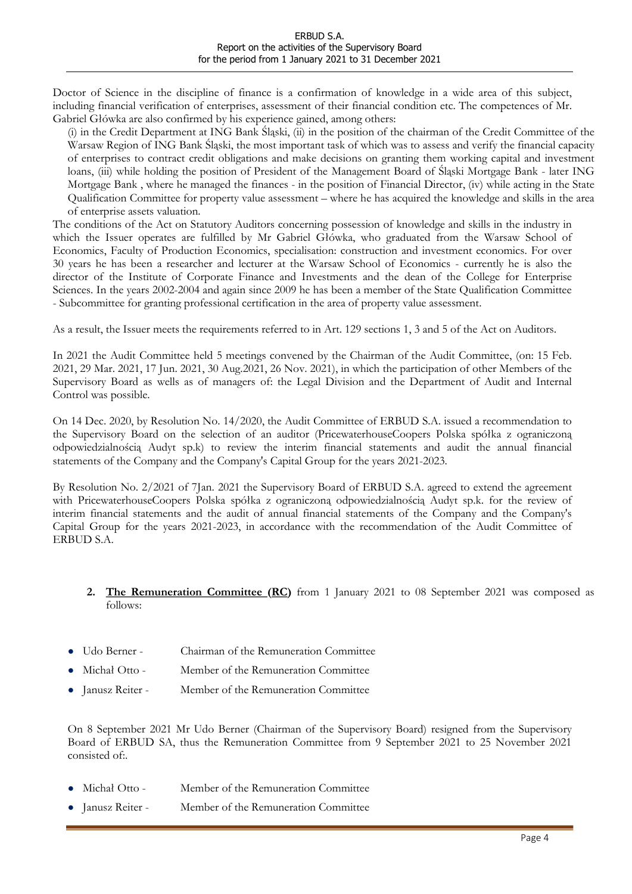Doctor of Science in the discipline of finance is a confirmation of knowledge in a wide area of this subject, including financial verification of enterprises, assessment of their financial condition etc. The competences of Mr. Gabriel Główka are also confirmed by his experience gained, among others:

(i) in the Credit Department at ING Bank Śląski, (ii) in the position of the chairman of the Credit Committee of the Warsaw Region of ING Bank Śląski, the most important task of which was to assess and verify the financial capacity of enterprises to contract credit obligations and make decisions on granting them working capital and investment loans, (iii) while holding the position of President of the Management Board of Śląski Mortgage Bank - later ING Mortgage Bank , where he managed the finances - in the position of Financial Director, (iv) while acting in the State Qualification Committee for property value assessment – where he has acquired the knowledge and skills in the area of enterprise assets valuation.

The conditions of the Act on Statutory Auditors concerning possession of knowledge and skills in the industry in which the Issuer operates are fulfilled by Mr Gabriel Główka, who graduated from the Warsaw School of Economics, Faculty of Production Economics, specialisation: construction and investment economics. For over 30 years he has been a researcher and lecturer at the Warsaw School of Economics - currently he is also the director of the Institute of Corporate Finance and Investments and the dean of the College for Enterprise Sciences. In the years 2002-2004 and again since 2009 he has been a member of the State Qualification Committee - Subcommittee for granting professional certification in the area of property value assessment.

As a result, the Issuer meets the requirements referred to in Art. 129 sections 1, 3 and 5 of the Act on Auditors.

In 2021 the Audit Committee held 5 meetings convened by the Chairman of the Audit Committee, (on: 15 Feb. 2021, 29 Mar. 2021, 17 Jun. 2021, 30 Aug.2021, 26 Nov. 2021), in which the participation of other Members of the Supervisory Board as wells as of managers of: the Legal Division and the Department of Audit and Internal Control was possible.

On 14 Dec. 2020, by Resolution No. 14/2020, the Audit Committee of ERBUD S.A. issued a recommendation to the Supervisory Board on the selection of an auditor (PricewaterhouseCoopers Polska spółka z ograniczoną odpowiedzialnością Audyt sp.k) to review the interim financial statements and audit the annual financial statements of the Company and the Company's Capital Group for the years 2021-2023.

By Resolution No. 2/2021 of 7Jan. 2021 the Supervisory Board of ERBUD S.A. agreed to extend the agreement with PricewaterhouseCoopers Polska spółka z ograniczoną odpowiedzialnością Audyt sp.k. for the review of interim financial statements and the audit of annual financial statements of the Company and the Company's Capital Group for the years 2021-2023, in accordance with the recommendation of the Audit Committee of ERBUD S.A.

2. **The Remuneration Committee (RC)** from 1 January 2021 to 08 September 2021 was composed as follows:

- Udo Berner - Chairman of the Remuneration Committee
- Michał Otto - Member of the Remuneration Committee
- Janusz Reiter - Member of the Remuneration Committee

On 8 September 2021 Mr Udo Berner (Chairman of the Supervisory Board) resigned from the Supervisory Board of ERBUD SA, thus the Remuneration Committee from 9 September 2021 to 25 November 2021 consisted of:.

- Michał Otto - Member of the Remuneration Committee
- Janusz Reiter - Member of the Remuneration Committee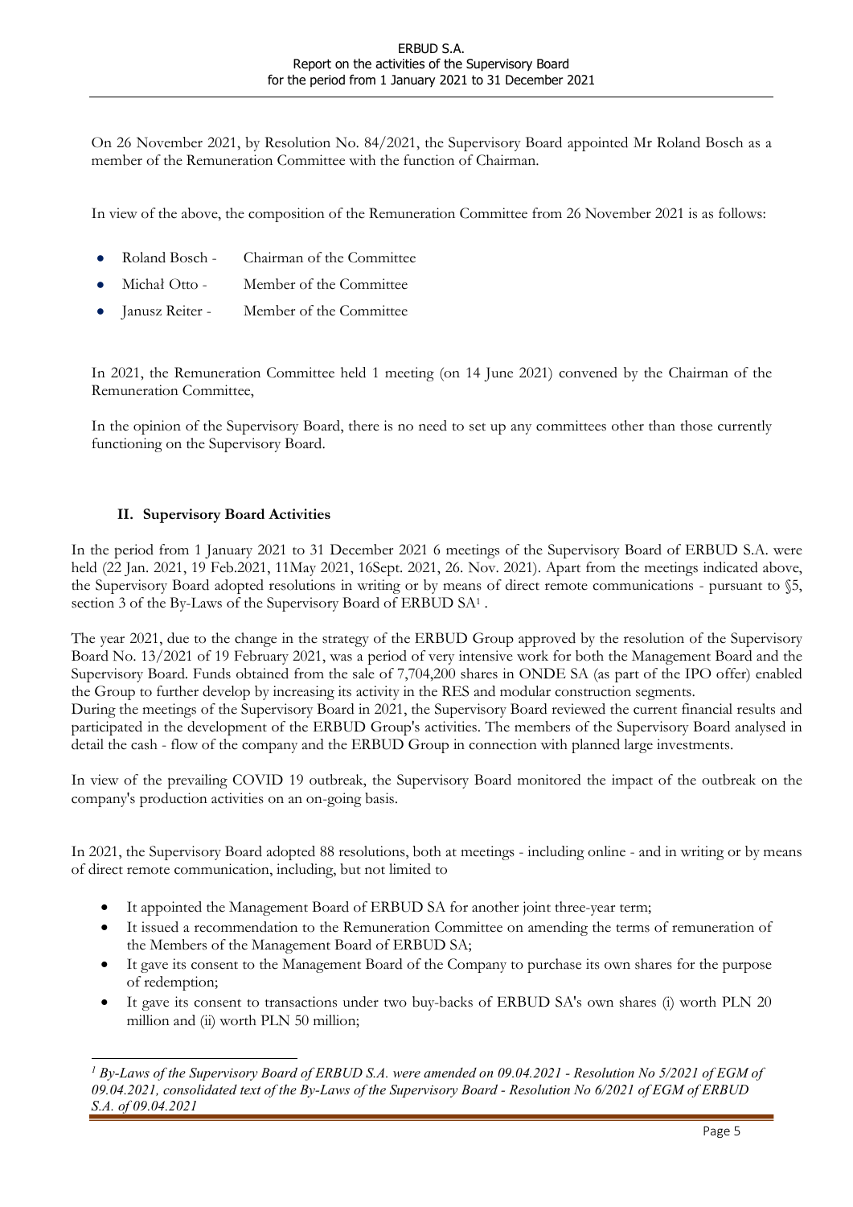On 26 November 2021, by Resolution No. 84/2021, the Supervisory Board appointed Mr Roland Bosch as a member of the Remuneration Committee with the function of Chairman.

In view of the above, the composition of the Remuneration Committee from 26 November 2021 is as follows:

- Roland Bosch - Chairman of the Committee
- Michał Otto - Member of the Committee
- Janusz Reiter - Member of the Committee

In 2021, the Remuneration Committee held 1 meeting (on 14 June 2021) convened by the Chairman of the Remuneration Committee,

In the opinion of the Supervisory Board, there is no need to set up any committees other than those currently functioning on the Supervisory Board.

## II. Supervisory Board Activities

In the period from 1 January 2021 to 31 December 2021 6 meetings of the Supervisory Board of ERBUD S.A. were held (22 Jan. 2021, 19 Feb.2021, 11May 2021, 16Sept. 2021, 26. Nov. 2021). Apart from the meetings indicated above, the Supervisory Board adopted resolutions in writing or by means of direct remote communications - pursuant to §5, section 3 of the By-Laws of the Supervisory Board of ERBUD SA[1] .

The year 2021, due to the change in the strategy of the ERBUD Group approved by the resolution of the Supervisory Board No. 13/2021 of 19 February 2021, was a period of very intensive work for both the Management Board and the Supervisory Board. Funds obtained from the sale of 7,704,200 shares in ONDE SA (as part of the IPO offer) enabled the Group to further develop by increasing its activity in the RES and modular construction segments.
During the meetings of the Supervisory Board in 2021, the Supervisory Board reviewed the current financial results and participated in the development of the ERBUD Group's activities. The members of the Supervisory Board analysed in detail the cash - flow of the company and the ERBUD Group in connection with planned large investments.

In view of the prevailing COVID 19 outbreak, the Supervisory Board monitored the impact of the outbreak on the company's production activities on an on-going basis.

In 2021, the Supervisory Board adopted 88 resolutions, both at meetings - including online - and in writing or by means of direct remote communication, including, but not limited to

- It appointed the Management Board of ERBUD SA for another joint three-year term;
- It issued a recommendation to the Remuneration Committee on amending the terms of remuneration of the Members of the Management Board of ERBUD SA;
- It gave its consent to the Management Board of the Company to purchase its own shares for the purpose of redemption;
- It gave its consent to transactions under two buy-backs of ERBUD SA's own shares (i) worth PLN 20 million and (ii) worth PLN 50 million;

---

[1] *By-Laws of the Supervisory Board of ERBUD S.A. were amended on 09.04.2021 - Resolution No 5/2021 of EGM of 09.04.2021, consolidated text of the By-Laws of the Supervisory Board - Resolution No 6/2021 of EGM of ERBUD S.A. of 09.04.2021*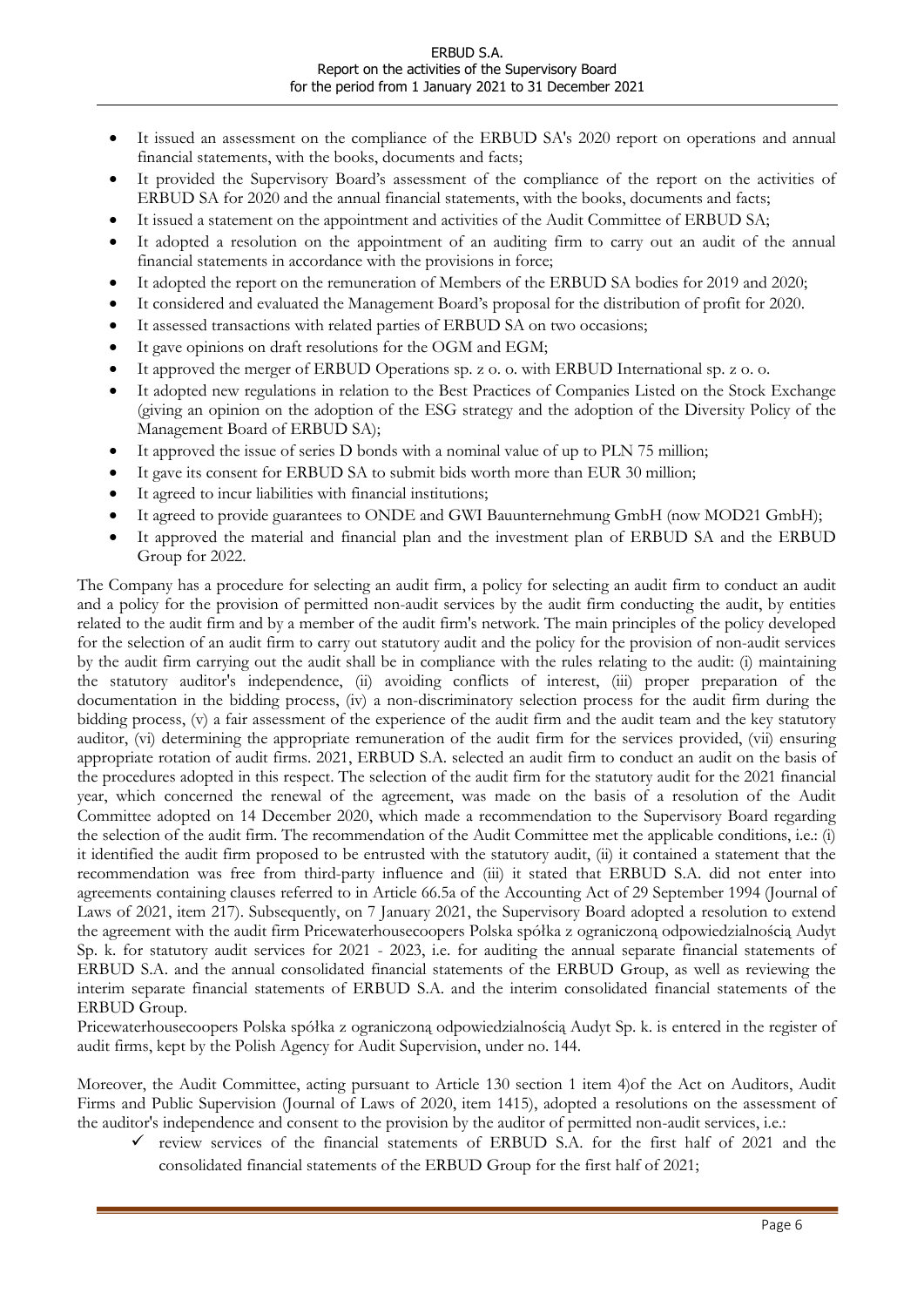- It issued an assessment on the compliance of the ERBUD SA's 2020 report on operations and annual financial statements, with the books, documents and facts;
- It provided the Supervisory Board's assessment of the compliance of the report on the activities of ERBUD SA for 2020 and the annual financial statements, with the books, documents and facts;
- It issued a statement on the appointment and activities of the Audit Committee of ERBUD SA;
- It adopted a resolution on the appointment of an auditing firm to carry out an audit of the annual financial statements in accordance with the provisions in force;
- It adopted the report on the remuneration of Members of the ERBUD SA bodies for 2019 and 2020;
- It considered and evaluated the Management Board's proposal for the distribution of profit for 2020.
- It assessed transactions with related parties of ERBUD SA on two occasions;
- It gave opinions on draft resolutions for the OGM and EGM;
- It approved the merger of ERBUD Operations sp. z o. o. with ERBUD International sp. z o. o.
- It adopted new regulations in relation to the Best Practices of Companies Listed on the Stock Exchange (giving an opinion on the adoption of the ESG strategy and the adoption of the Diversity Policy of the Management Board of ERBUD SA);
- It approved the issue of series D bonds with a nominal value of up to PLN 75 million;
- It gave its consent for ERBUD SA to submit bids worth more than EUR 30 million;
- It agreed to incur liabilities with financial institutions;
- It agreed to provide guarantees to ONDE and GWI Bauunternehmung GmbH (now MOD21 GmbH);
- It approved the material and financial plan and the investment plan of ERBUD SA and the ERBUD Group for 2022.

The Company has a procedure for selecting an audit firm, a policy for selecting an audit firm to conduct an audit and a policy for the provision of permitted non-audit services by the audit firm conducting the audit, by entities related to the audit firm and by a member of the audit firm's network. The main principles of the policy developed for the selection of an audit firm to carry out statutory audit and the policy for the provision of non-audit services by the audit firm carrying out the audit shall be in compliance with the rules relating to the audit: (i) maintaining the statutory auditor's independence, (ii) avoiding conflicts of interest, (iii) proper preparation of the documentation in the bidding process, (iv) a non-discriminatory selection process for the audit firm during the bidding process, (v) a fair assessment of the experience of the audit firm and the audit team and the key statutory auditor, (vi) determining the appropriate remuneration of the audit firm for the services provided, (vii) ensuring appropriate rotation of audit firms. 2021, ERBUD S.A. selected an audit firm to conduct an audit on the basis of the procedures adopted in this respect. The selection of the audit firm for the statutory audit for the 2021 financial year, which concerned the renewal of the agreement, was made on the basis of a resolution of the Audit Committee adopted on 14 December 2020, which made a recommendation to the Supervisory Board regarding the selection of the audit firm. The recommendation of the Audit Committee met the applicable conditions, i.e.: (i) it identified the audit firm proposed to be entrusted with the statutory audit, (ii) it contained a statement that the recommendation was free from third-party influence and (iii) it stated that ERBUD S.A. did not enter into agreements containing clauses referred to in Article 66.5a of the Accounting Act of 29 September 1994 (Journal of Laws of 2021, item 217). Subsequently, on 7 January 2021, the Supervisory Board adopted a resolution to extend the agreement with the audit firm Pricewaterhousecoopers Polska spółka z ograniczoną odpowiedzialnością Audyt Sp. k. for statutory audit services for 2021 - 2023, i.e. for auditing the annual separate financial statements of ERBUD S.A. and the annual consolidated financial statements of the ERBUD Group, as well as reviewing the interim separate financial statements of ERBUD S.A. and the interim consolidated financial statements of the ERBUD Group.

Pricewaterhousecoopers Polska spółka z ograniczoną odpowiedzialnością Audyt Sp. k. is entered in the register of audit firms, kept by the Polish Agency for Audit Supervision, under no. 144.

Moreover, the Audit Committee, acting pursuant to Article 130 section 1 item 4)of the Act on Auditors, Audit Firms and Public Supervision (Journal of Laws of 2020, item 1415), adopted a resolutions on the assessment of the auditor's independence and consent to the provision by the auditor of permitted non-audit services, i.e.:

- ✓ review services of the financial statements of ERBUD S.A. for the first half of 2021 and the consolidated financial statements of the ERBUD Group for the first half of 2021;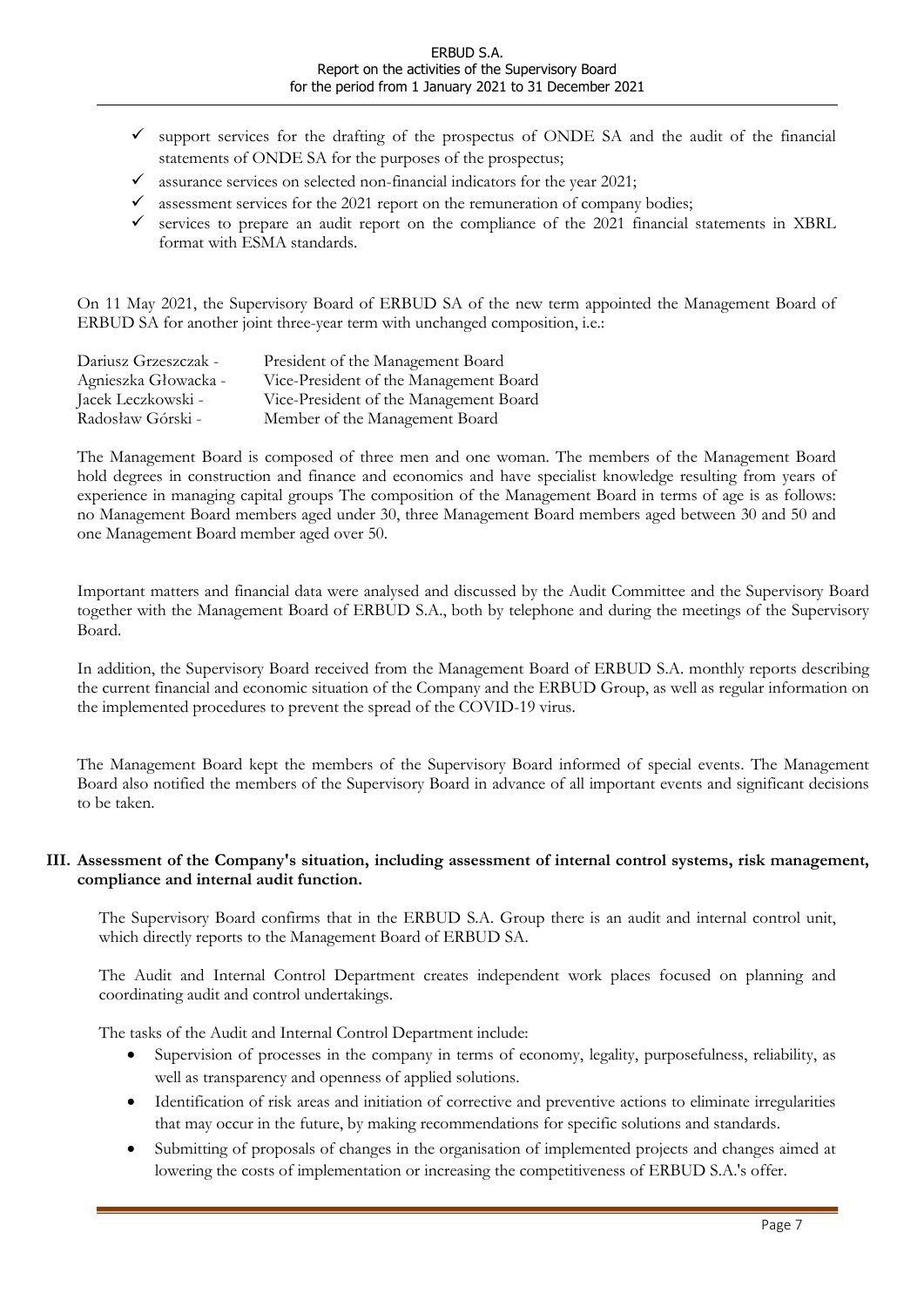- ✓ support services for the drafting of the prospectus of ONDE SA and the audit of the financial statements of ONDE SA for the purposes of the prospectus;
- ✓ assurance services on selected non-financial indicators for the year 2021;
- ✓ assessment services for the 2021 report on the remuneration of company bodies;
- ✓ services to prepare an audit report on the compliance of the 2021 financial statements in XBRL format with ESMA standards.

On 11 May 2021, the Supervisory Board of ERBUD SA of the new term appointed the Management Board of ERBUD SA for another joint three-year term with unchanged composition, i.e.:

| | |
|---|---|
| Dariusz Grzeszczak - | President of the Management Board |
| Agnieszka Głowacka - | Vice-President of the Management Board |
| Jacek Leczkowski - | Vice-President of the Management Board |
| Radosław Górski - | Member of the Management Board |

The Management Board is composed of three men and one woman. The members of the Management Board hold degrees in construction and finance and economics and have specialist knowledge resulting from years of experience in managing capital groups The composition of the Management Board in terms of age is as follows: no Management Board members aged under 30, three Management Board members aged between 30 and 50 and one Management Board member aged over 50.

Important matters and financial data were analysed and discussed by the Audit Committee and the Supervisory Board together with the Management Board of ERBUD S.A., both by telephone and during the meetings of the Supervisory Board.

In addition, the Supervisory Board received from the Management Board of ERBUD S.A. monthly reports describing the current financial and economic situation of the Company and the ERBUD Group, as well as regular information on the implemented procedures to prevent the spread of the COVID-19 virus.

The Management Board kept the members of the Supervisory Board informed of special events. The Management Board also notified the members of the Supervisory Board in advance of all important events and significant decisions to be taken.

## III. Assessment of the Company's situation, including assessment of internal control systems, risk management, compliance and internal audit function.

The Supervisory Board confirms that in the ERBUD S.A. Group there is an audit and internal control unit, which directly reports to the Management Board of ERBUD SA.

The Audit and Internal Control Department creates independent work places focused on planning and coordinating audit and control undertakings.

The tasks of the Audit and Internal Control Department include:

- Supervision of processes in the company in terms of economy, legality, purposefulness, reliability, as well as transparency and openness of applied solutions.
- Identification of risk areas and initiation of corrective and preventive actions to eliminate irregularities that may occur in the future, by making recommendations for specific solutions and standards.
- Submitting of proposals of changes in the organisation of implemented projects and changes aimed at lowering the costs of implementation or increasing the competitiveness of ERBUD S.A.'s offer.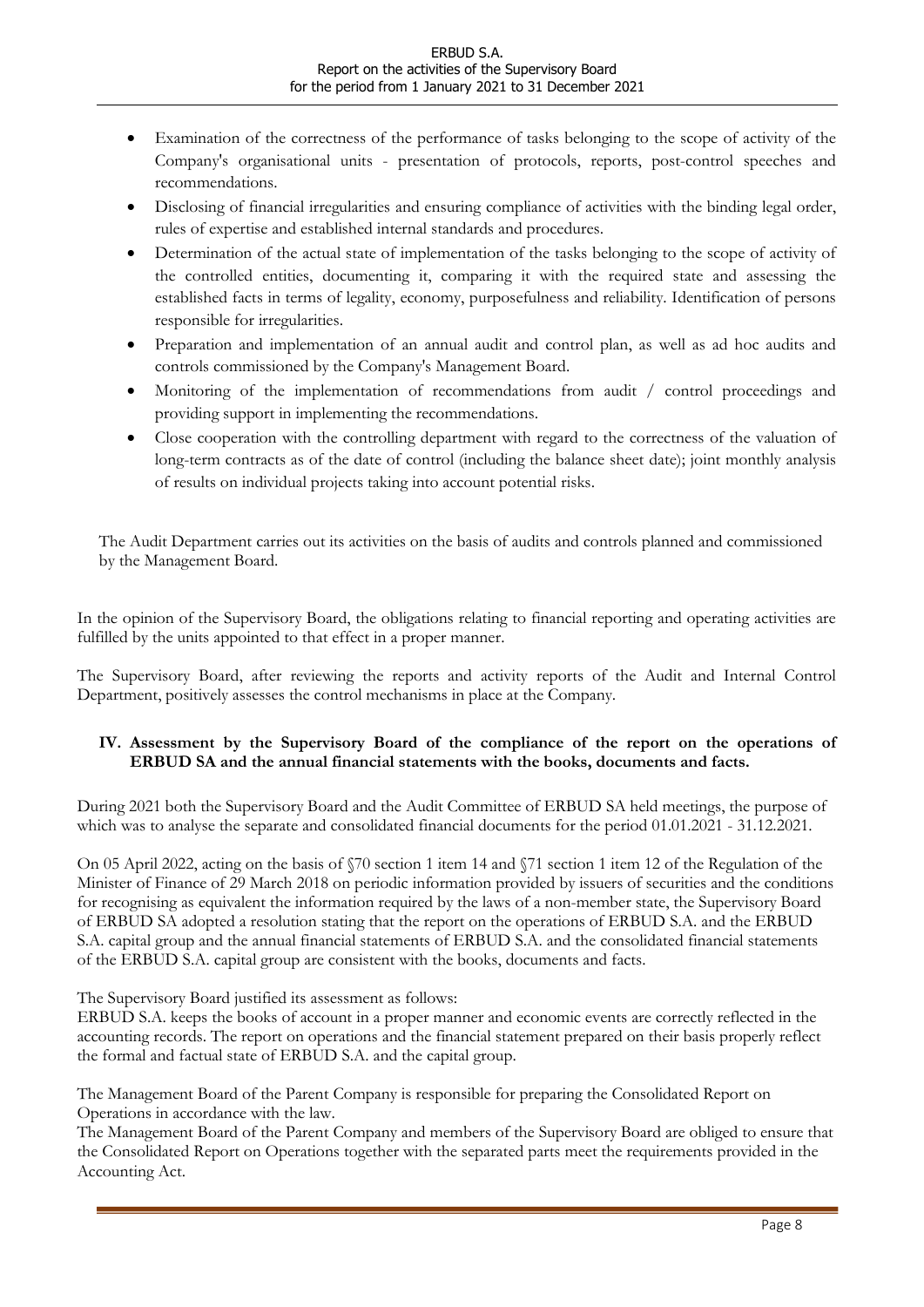- Examination of the correctness of the performance of tasks belonging to the scope of activity of the Company's organisational units - presentation of protocols, reports, post-control speeches and recommendations.
- Disclosing of financial irregularities and ensuring compliance of activities with the binding legal order, rules of expertise and established internal standards and procedures.
- Determination of the actual state of implementation of the tasks belonging to the scope of activity of the controlled entities, documenting it, comparing it with the required state and assessing the established facts in terms of legality, economy, purposefulness and reliability. Identification of persons responsible for irregularities.
- Preparation and implementation of an annual audit and control plan, as well as ad hoc audits and controls commissioned by the Company's Management Board.
- Monitoring of the implementation of recommendations from audit / control proceedings and providing support in implementing the recommendations.
- Close cooperation with the controlling department with regard to the correctness of the valuation of long-term contracts as of the date of control (including the balance sheet date); joint monthly analysis of results on individual projects taking into account potential risks.

The Audit Department carries out its activities on the basis of audits and controls planned and commissioned by the Management Board.

In the opinion of the Supervisory Board, the obligations relating to financial reporting and operating activities are fulfilled by the units appointed to that effect in a proper manner.

The Supervisory Board, after reviewing the reports and activity reports of the Audit and Internal Control Department, positively assesses the control mechanisms in place at the Company.

## IV. Assessment by the Supervisory Board of the compliance of the report on the operations of ERBUD SA and the annual financial statements with the books, documents and facts.

During 2021 both the Supervisory Board and the Audit Committee of ERBUD SA held meetings, the purpose of which was to analyse the separate and consolidated financial documents for the period 01.01.2021 - 31.12.2021.

On 05 April 2022, acting on the basis of §70 section 1 item 14 and §71 section 1 item 12 of the Regulation of the Minister of Finance of 29 March 2018 on periodic information provided by issuers of securities and the conditions for recognising as equivalent the information required by the laws of a non-member state, the Supervisory Board of ERBUD SA adopted a resolution stating that the report on the operations of ERBUD S.A. and the ERBUD S.A. capital group and the annual financial statements of ERBUD S.A. and the consolidated financial statements of the ERBUD S.A. capital group are consistent with the books, documents and facts.

The Supervisory Board justified its assessment as follows:
ERBUD S.A. keeps the books of account in a proper manner and economic events are correctly reflected in the accounting records. The report on operations and the financial statement prepared on their basis properly reflect the formal and factual state of ERBUD S.A. and the capital group.

The Management Board of the Parent Company is responsible for preparing the Consolidated Report on Operations in accordance with the law.
The Management Board of the Parent Company and members of the Supervisory Board are obliged to ensure that the Consolidated Report on Operations together with the separated parts meet the requirements provided in the Accounting Act.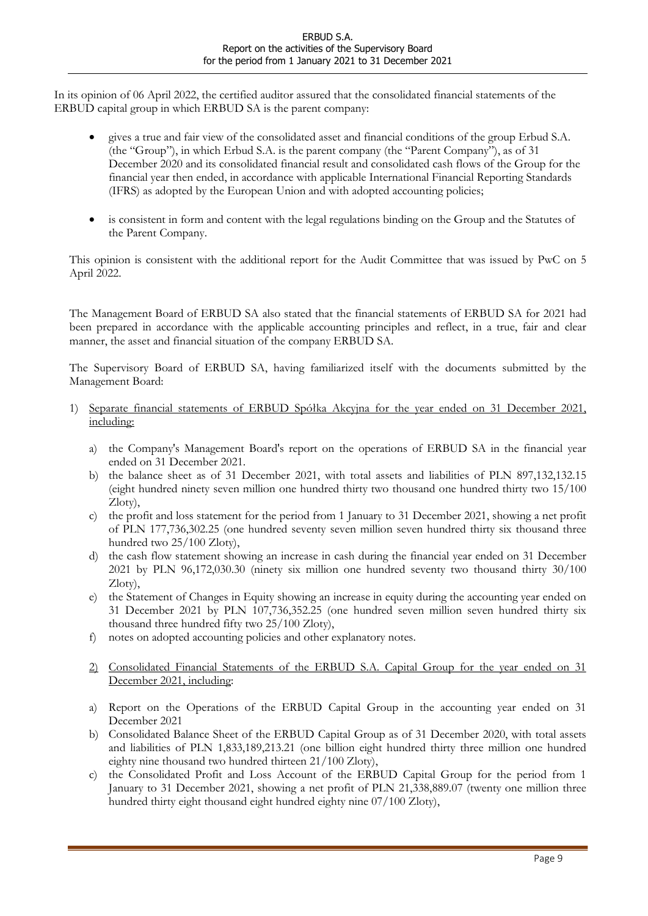In its opinion of 06 April 2022, the certified auditor assured that the consolidated financial statements of the ERBUD capital group in which ERBUD SA is the parent company:

- gives a true and fair view of the consolidated asset and financial conditions of the group Erbud S.A. (the "Group"), in which Erbud S.A. is the parent company (the "Parent Company"), as of 31 December 2020 and its consolidated financial result and consolidated cash flows of the Group for the financial year then ended, in accordance with applicable International Financial Reporting Standards (IFRS) as adopted by the European Union and with adopted accounting policies;

- is consistent in form and content with the legal regulations binding on the Group and the Statutes of the Parent Company.

This opinion is consistent with the additional report for the Audit Committee that was issued by PwC on 5 April 2022.

The Management Board of ERBUD SA also stated that the financial statements of ERBUD SA for 2021 had been prepared in accordance with the applicable accounting principles and reflect, in a true, fair and clear manner, the asset and financial situation of the company ERBUD SA.

The Supervisory Board of ERBUD SA, having familiarized itself with the documents submitted by the Management Board:

1) <u>Separate financial statements of ERBUD Spółka Akcyjna for the year ended on 31 December 2021, including:</u>

   a) the Company's Management Board's report on the operations of ERBUD SA in the financial year ended on 31 December 2021.
   b) the balance sheet as of 31 December 2021, with total assets and liabilities of PLN 897,132,132.15 (eight hundred ninety seven million one hundred thirty two thousand one hundred thirty two 15/100 Zloty),
   c) the profit and loss statement for the period from 1 January to 31 December 2021, showing a net profit of PLN 177,736,302.25 (one hundred seventy seven million seven hundred thirty six thousand three hundred two 25/100 Zloty),
   d) the cash flow statement showing an increase in cash during the financial year ended on 31 December 2021 by PLN 96,172,030.30 (ninety six million one hundred seventy two thousand thirty 30/100 Zloty),
   e) the Statement of Changes in Equity showing an increase in equity during the accounting year ended on 31 December 2021 by PLN 107,736,352.25 (one hundred seven million seven hundred thirty six thousand three hundred fifty two 25/100 Zloty),
   f) notes on adopted accounting policies and other explanatory notes.

2) <u>Consolidated Financial Statements of the ERBUD S.A. Capital Group for the year ended on 31 December 2021, including</u>:

   a) Report on the Operations of the ERBUD Capital Group in the accounting year ended on 31 December 2021
   b) Consolidated Balance Sheet of the ERBUD Capital Group as of 31 December 2020, with total assets and liabilities of PLN 1,833,189,213.21 (one billion eight hundred thirty three million one hundred eighty nine thousand two hundred thirteen 21/100 Zloty),
   c) the Consolidated Profit and Loss Account of the ERBUD Capital Group for the period from 1 January to 31 December 2021, showing a net profit of PLN 21,338,889.07 (twenty one million three hundred thirty eight thousand eight hundred eighty nine 07/100 Zloty),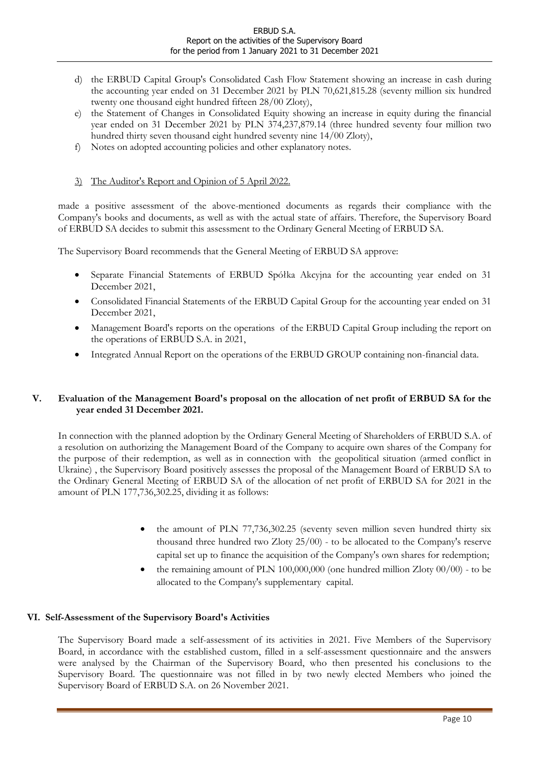d) the ERBUD Capital Group's Consolidated Cash Flow Statement showing an increase in cash during the accounting year ended on 31 December 2021 by PLN 70,621,815.28 (seventy million six hundred twenty one thousand eight hundred fifteen 28/00 Zloty),

e) the Statement of Changes in Consolidated Equity showing an increase in equity during the financial year ended on 31 December 2021 by PLN 374,237,879.14 (three hundred seventy four million two hundred thirty seven thousand eight hundred seventy nine 14/00 Zloty),

f) Notes on adopted accounting policies and other explanatory notes.

3) The Auditor's Report and Opinion of 5 April 2022.

made a positive assessment of the above-mentioned documents as regards their compliance with the Company's books and documents, as well as with the actual state of affairs. Therefore, the Supervisory Board of ERBUD SA decides to submit this assessment to the Ordinary General Meeting of ERBUD SA.

The Supervisory Board recommends that the General Meeting of ERBUD SA approve:

- Separate Financial Statements of ERBUD Spółka Akcyjna for the accounting year ended on 31 December 2021,
- Consolidated Financial Statements of the ERBUD Capital Group for the accounting year ended on 31 December 2021,
- Management Board's reports on the operations of the ERBUD Capital Group including the report on the operations of ERBUD S.A. in 2021,
- Integrated Annual Report on the operations of the ERBUD GROUP containing non-financial data.

## V. Evaluation of the Management Board's proposal on the allocation of net profit of ERBUD SA for the year ended 31 December 2021.

In connection with the planned adoption by the Ordinary General Meeting of Shareholders of ERBUD S.A. of a resolution on authorizing the Management Board of the Company to acquire own shares of the Company for the purpose of their redemption, as well as in connection with the geopolitical situation (armed conflict in Ukraine) , the Supervisory Board positively assesses the proposal of the Management Board of ERBUD SA to the Ordinary General Meeting of ERBUD SA of the allocation of net profit of ERBUD SA for 2021 in the amount of PLN 177,736,302.25, dividing it as follows:

- the amount of PLN 77,736,302.25 (seventy seven million seven hundred thirty six thousand three hundred two Zloty 25/00) - to be allocated to the Company's reserve capital set up to finance the acquisition of the Company's own shares for redemption;
- the remaining amount of PLN 100,000,000 (one hundred million Zloty 00/00) - to be allocated to the Company's supplementary capital.

## VI. Self-Assessment of the Supervisory Board's Activities

The Supervisory Board made a self-assessment of its activities in 2021. Five Members of the Supervisory Board, in accordance with the established custom, filled in a self-assessment questionnaire and the answers were analysed by the Chairman of the Supervisory Board, who then presented his conclusions to the Supervisory Board. The questionnaire was not filled in by two newly elected Members who joined the Supervisory Board of ERBUD S.A. on 26 November 2021.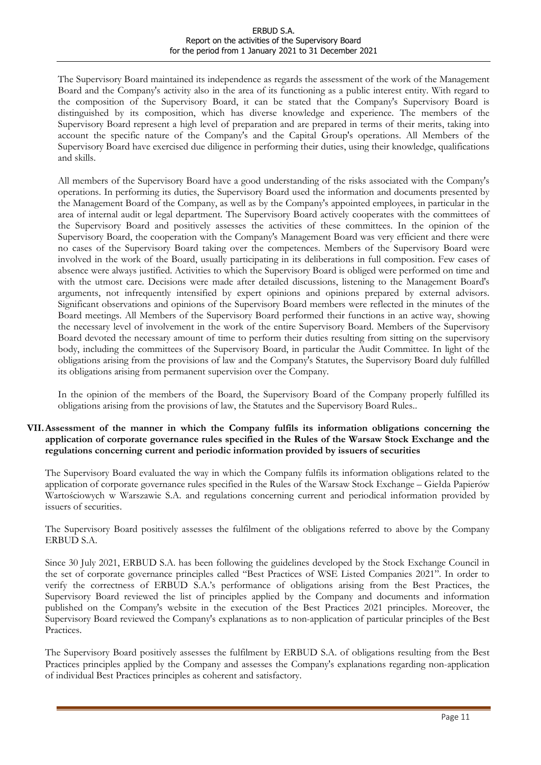The Supervisory Board maintained its independence as regards the assessment of the work of the Management Board and the Company's activity also in the area of its functioning as a public interest entity. With regard to the composition of the Supervisory Board, it can be stated that the Company's Supervisory Board is distinguished by its composition, which has diverse knowledge and experience. The members of the Supervisory Board represent a high level of preparation and are prepared in terms of their merits, taking into account the specific nature of the Company's and the Capital Group's operations. All Members of the Supervisory Board have exercised due diligence in performing their duties, using their knowledge, qualifications and skills.

All members of the Supervisory Board have a good understanding of the risks associated with the Company's operations. In performing its duties, the Supervisory Board used the information and documents presented by the Management Board of the Company, as well as by the Company's appointed employees, in particular in the area of internal audit or legal department. The Supervisory Board actively cooperates with the committees of the Supervisory Board and positively assesses the activities of these committees. In the opinion of the Supervisory Board, the cooperation with the Company's Management Board was very efficient and there were no cases of the Supervisory Board taking over the competences. Members of the Supervisory Board were involved in the work of the Board, usually participating in its deliberations in full composition. Few cases of absence were always justified. Activities to which the Supervisory Board is obliged were performed on time and with the utmost care. Decisions were made after detailed discussions, listening to the Management Board's arguments, not infrequently intensified by expert opinions and opinions prepared by external advisors. Significant observations and opinions of the Supervisory Board members were reflected in the minutes of the Board meetings. All Members of the Supervisory Board performed their functions in an active way, showing the necessary level of involvement in the work of the entire Supervisory Board. Members of the Supervisory Board devoted the necessary amount of time to perform their duties resulting from sitting on the supervisory body, including the committees of the Supervisory Board, in particular the Audit Committee. In light of the obligations arising from the provisions of law and the Company's Statutes, the Supervisory Board duly fulfilled its obligations arising from permanent supervision over the Company.

In the opinion of the members of the Board, the Supervisory Board of the Company properly fulfilled its obligations arising from the provisions of law, the Statutes and the Supervisory Board Rules..

## VII. Assessment of the manner in which the Company fulfils its information obligations concerning the application of corporate governance rules specified in the Rules of the Warsaw Stock Exchange and the regulations concerning current and periodic information provided by issuers of securities

The Supervisory Board evaluated the way in which the Company fulfils its information obligations related to the application of corporate governance rules specified in the Rules of the Warsaw Stock Exchange – Giełda Papierów Wartościowych w Warszawie S.A. and regulations concerning current and periodical information provided by issuers of securities.

The Supervisory Board positively assesses the fulfilment of the obligations referred to above by the Company ERBUD S.A.

Since 30 July 2021, ERBUD S.A. has been following the guidelines developed by the Stock Exchange Council in the set of corporate governance principles called "Best Practices of WSE Listed Companies 2021". In order to verify the correctness of ERBUD S.A.'s performance of obligations arising from the Best Practices, the Supervisory Board reviewed the list of principles applied by the Company and documents and information published on the Company's website in the execution of the Best Practices 2021 principles. Moreover, the Supervisory Board reviewed the Company's explanations as to non-application of particular principles of the Best Practices.

The Supervisory Board positively assesses the fulfilment by ERBUD S.A. of obligations resulting from the Best Practices principles applied by the Company and assesses the Company's explanations regarding non-application of individual Best Practices principles as coherent and satisfactory.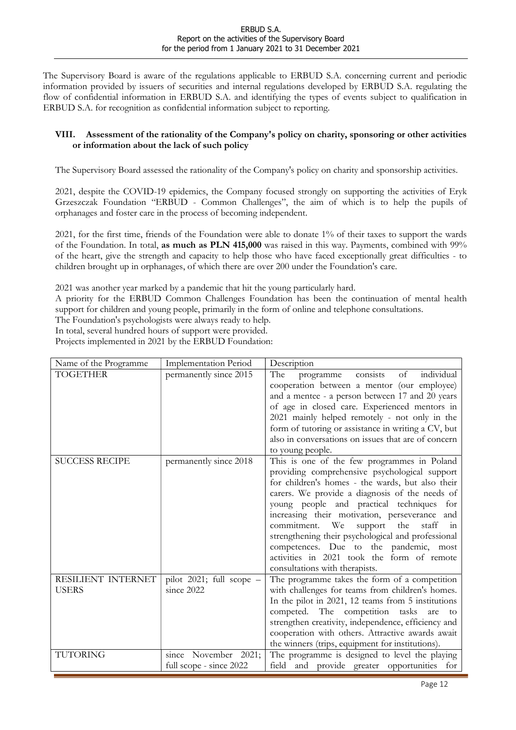The Supervisory Board is aware of the regulations applicable to ERBUD S.A. concerning current and periodic information provided by issuers of securities and internal regulations developed by ERBUD S.A. regulating the flow of confidential information in ERBUD S.A. and identifying the types of events subject to qualification in ERBUD S.A. for recognition as confidential information subject to reporting.

## VIII. Assessment of the rationality of the Company's policy on charity, sponsoring or other activities or information about the lack of such policy

The Supervisory Board assessed the rationality of the Company's policy on charity and sponsorship activities.

2021, despite the COVID-19 epidemics, the Company focused strongly on supporting the activities of Eryk Grzeszczak Foundation "ERBUD - Common Challenges", the aim of which is to help the pupils of orphanages and foster care in the process of becoming independent.

2021, for the first time, friends of the Foundation were able to donate 1% of their taxes to support the wards of the Foundation. In total, **as much as PLN 415,000** was raised in this way. Payments, combined with 99% of the heart, give the strength and capacity to help those who have faced exceptionally great difficulties - to children brought up in orphanages, of which there are over 200 under the Foundation's care.

2021 was another year marked by a pandemic that hit the young particularly hard.
A priority for the ERBUD Common Challenges Foundation has been the continuation of mental health support for children and young people, primarily in the form of online and telephone consultations.
The Foundation's psychologists were always ready to help.
In total, several hundred hours of support were provided.
Projects implemented in 2021 by the ERBUD Foundation:

| Name of the Programme | Implementation Period | Description |
|---|---|---|
| TOGETHER | permanently since 2015 | The programme consists of individual cooperation between a mentor (our employee) and a mentee - a person between 17 and 20 years of age in closed care. Experienced mentors in 2021 mainly helped remotely - not only in the form of tutoring or assistance in writing a CV, but also in conversations on issues that are of concern to young people. |
| SUCCESS RECIPE | permanently since 2018 | This is one of the few programmes in Poland providing comprehensive psychological support for children's homes - the wards, but also their carers. We provide a diagnosis of the needs of young people and practical techniques for increasing their motivation, perseverance and commitment. We support the staff in strengthening their psychological and professional competences. Due to the pandemic, most activities in 2021 took the form of remote consultations with therapists. |
| RESILIENT INTERNET USERS | pilot 2021; full scope – since 2022 | The programme takes the form of a competition with challenges for teams from children's homes. In the pilot in 2021, 12 teams from 5 institutions competed. The competition tasks are to strengthen creativity, independence, efficiency and cooperation with others. Attractive awards await the winners (trips, equipment for institutions). |
| TUTORING | since November 2021; full scope - since 2022 | The programme is designed to level the playing field and provide greater opportunities for |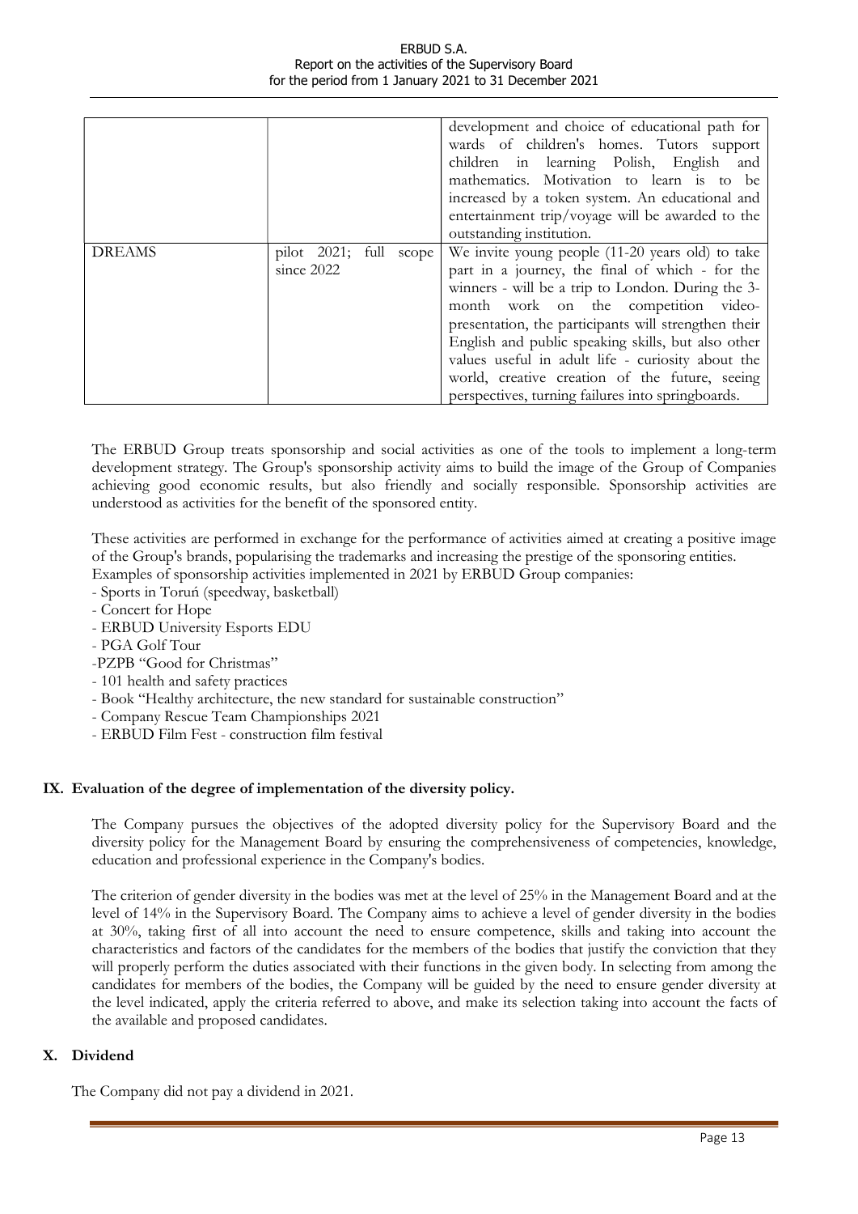|  |  | development and choice of educational path for wards of children's homes. Tutors support children in learning Polish, English and mathematics. Motivation to learn is to be increased by a token system. An educational and entertainment trip/voyage will be awarded to the outstanding institution. |
|---|---|---|
| DREAMS | pilot 2021; full scope since 2022 | We invite young people (11-20 years old) to take part in a journey, the final of which - for the winners - will be a trip to London. During the 3-month work on the competition video-presentation, the participants will strengthen their English and public speaking skills, but also other values useful in adult life - curiosity about the world, creative creation of the future, seeing perspectives, turning failures into springboards. |

The ERBUD Group treats sponsorship and social activities as one of the tools to implement a long-term development strategy. The Group's sponsorship activity aims to build the image of the Group of Companies achieving good economic results, but also friendly and socially responsible. Sponsorship activities are understood as activities for the benefit of the sponsored entity.

These activities are performed in exchange for the performance of activities aimed at creating a positive image of the Group's brands, popularising the trademarks and increasing the prestige of the sponsoring entities.
Examples of sponsorship activities implemented in 2021 by ERBUD Group companies:

- Sports in Toruń (speedway, basketball)
- Concert for Hope
- ERBUD University Esports EDU
- PGA Golf Tour
- PZPB "Good for Christmas"
- 101 health and safety practices
- Book "Healthy architecture, the new standard for sustainable construction"
- Company Rescue Team Championships 2021
- ERBUD Film Fest - construction film festival

## IX. Evaluation of the degree of implementation of the diversity policy.

The Company pursues the objectives of the adopted diversity policy for the Supervisory Board and the diversity policy for the Management Board by ensuring the comprehensiveness of competencies, knowledge, education and professional experience in the Company's bodies.

The criterion of gender diversity in the bodies was met at the level of 25% in the Management Board and at the level of 14% in the Supervisory Board. The Company aims to achieve a level of gender diversity in the bodies at 30%, taking first of all into account the need to ensure competence, skills and taking into account the characteristics and factors of the candidates for the members of the bodies that justify the conviction that they will properly perform the duties associated with their functions in the given body. In selecting from among the candidates for members of the bodies, the Company will be guided by the need to ensure gender diversity at the level indicated, apply the criteria referred to above, and make its selection taking into account the facts of the available and proposed candidates.

## X. Dividend

The Company did not pay a dividend in 2021.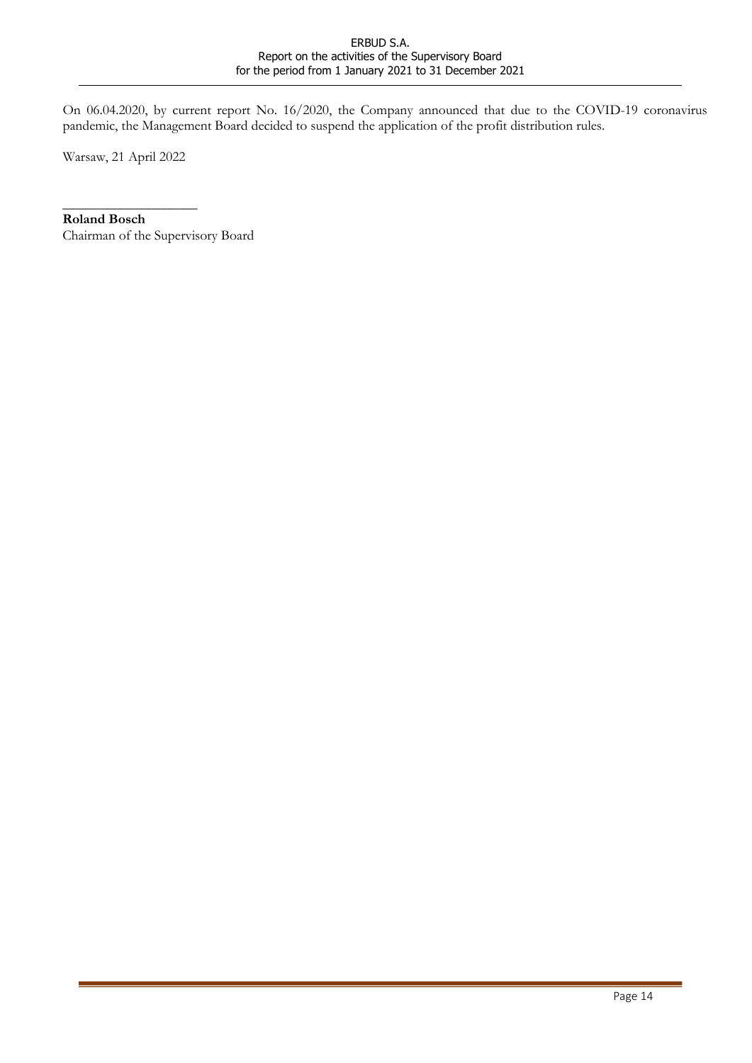On 06.04.2020, by current report No. 16/2020, the Company announced that due to the COVID-19 coronavirus pandemic, the Management Board decided to suspend the application of the profit distribution rules.

Warsaw, 21 April 2022

____________________

**Roland Bosch**
Chairman of the Supervisory Board